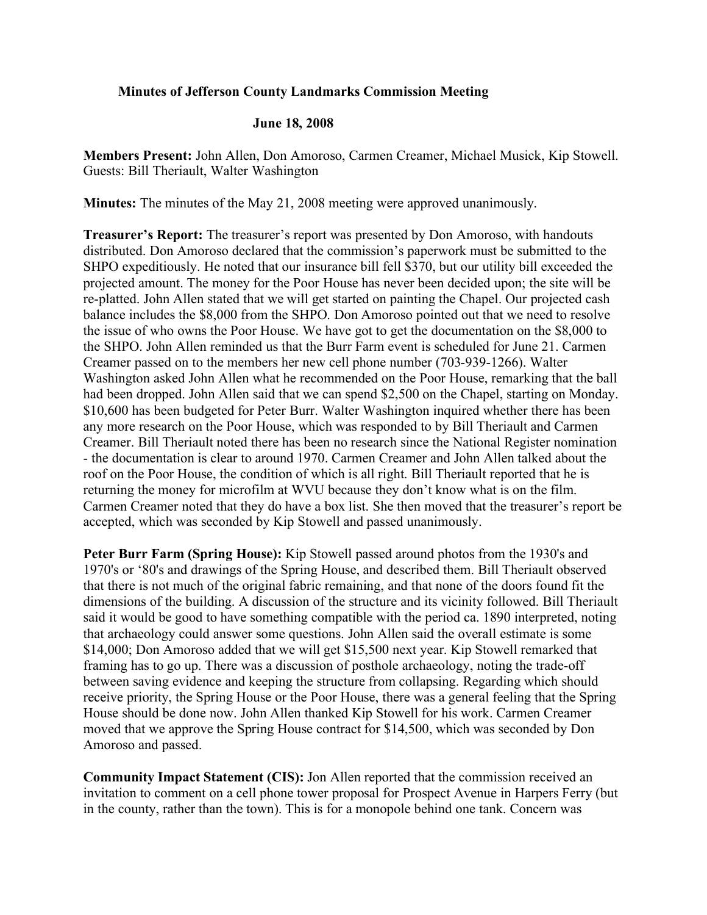**Minutes of Jefferson County Landmarks Commission Meeting**

**June 18, 2008**

**Members Present:** John Allen, Don Amoroso, Carmen Creamer, Michael Musick, Kip Stowell. Guests: Bill Theriault, Walter Washington

**Minutes:** The minutes of the May 21, 2008 meeting were approved unanimously.

**Treasurer's Report:** The treasurer's report was presented by Don Amoroso, with handouts distributed. Don Amoroso declared that the commission's paperwork must be submitted to the SHPO expeditiously. He noted that our insurance bill fell $370, but our utility bill exceeded the projected amount. The money for the Poor House has never been decided upon; the site will be re-platted. John Allen stated that we will get started on painting the Chapel. Our projected cash balance includes the $8,000 from the SHPO. Don Amoroso pointed out that we need to resolve the issue of who owns the Poor House. We have got to get the documentation on the $8,000 to the SHPO. John Allen reminded us that the Burr Farm event is scheduled for June 21. Carmen Creamer passed on to the members her new cell phone number (703-939-1266). Walter Washington asked John Allen what he recommended on the Poor House, remarking that the ball had been dropped. John Allen said that we can spend $2,500 on the Chapel, starting on Monday. $10,600 has been budgeted for Peter Burr. Walter Washington inquired whether there has been any more research on the Poor House, which was responded to by Bill Theriault and Carmen Creamer. Bill Theriault noted there has been no research since the National Register nomination - the documentation is clear to around 1970. Carmen Creamer and John Allen talked about the roof on the Poor House, the condition of which is all right. Bill Theriault reported that he is returning the money for microfilm at WVU because they don't know what is on the film. Carmen Creamer noted that they do have a box list. She then moved that the treasurer's report be accepted, which was seconded by Kip Stowell and passed unanimously.

**Peter Burr Farm (Spring House):** Kip Stowell passed around photos from the 1930's and 1970's or '80's and drawings of the Spring House, and described them. Bill Theriault observed that there is not much of the original fabric remaining, and that none of the doors found fit the dimensions of the building. A discussion of the structure and its vicinity followed. Bill Theriault said it would be good to have something compatible with the period ca. 1890 interpreted, noting that archaeology could answer some questions. John Allen said the overall estimate is some $14,000; Don Amoroso added that we will get $15,500 next year. Kip Stowell remarked that framing has to go up. There was a discussion of posthole archaeology, noting the trade-off between saving evidence and keeping the structure from collapsing. Regarding which should receive priority, the Spring House or the Poor House, there was a general feeling that the Spring House should be done now. John Allen thanked Kip Stowell for his work. Carmen Creamer moved that we approve the Spring House contract for $14,500, which was seconded by Don Amoroso and passed.

**Community Impact Statement (CIS):** Jon Allen reported that the commission received an invitation to comment on a cell phone tower proposal for Prospect Avenue in Harpers Ferry (but in the county, rather than the town). This is for a monopole behind one tank. Concern was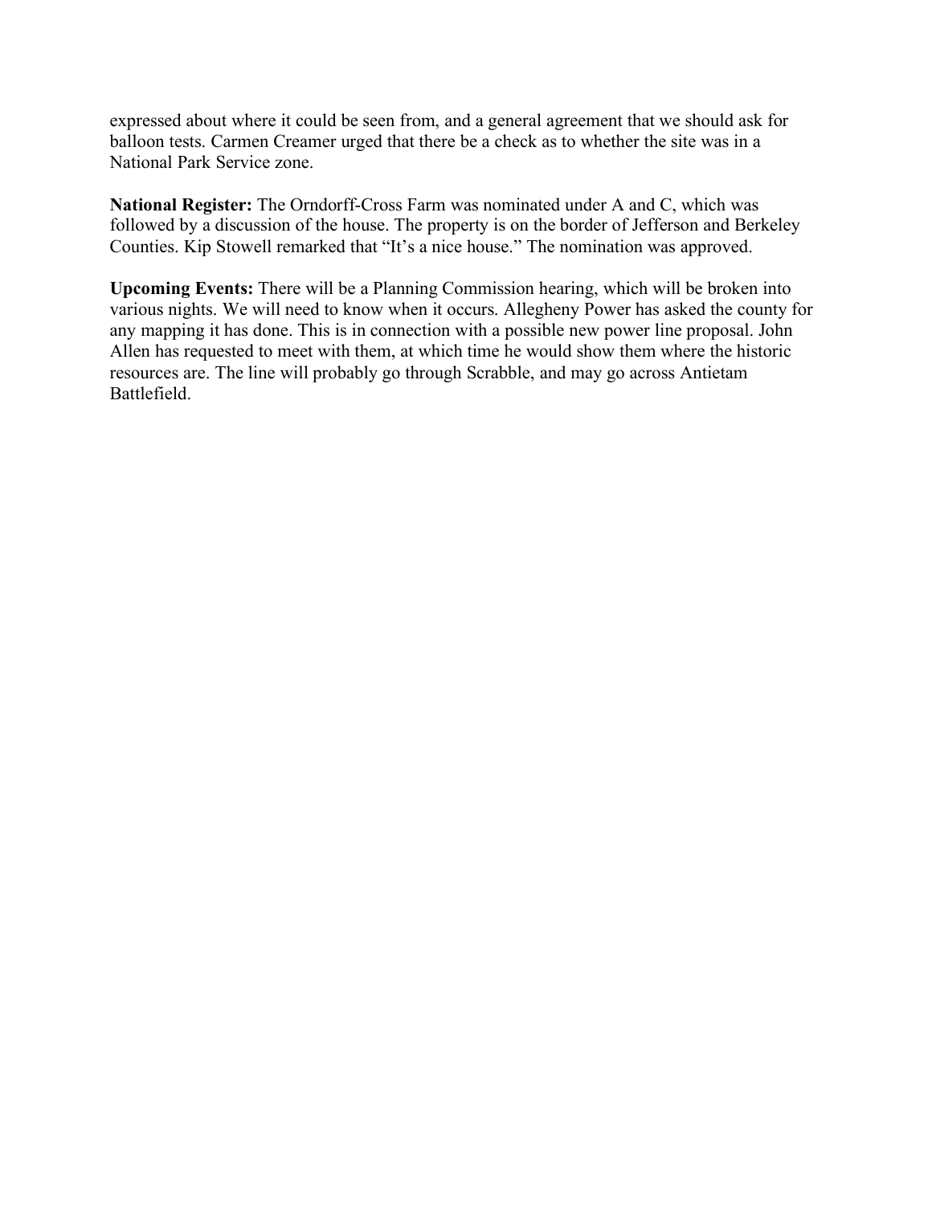expressed about where it could be seen from, and a general agreement that we should ask for balloon tests. Carmen Creamer urged that there be a check as to whether the site was in a National Park Service zone.

**National Register:** The Orndorff-Cross Farm was nominated under A and C, which was followed by a discussion of the house. The property is on the border of Jefferson and Berkeley Counties. Kip Stowell remarked that "It's a nice house." The nomination was approved.

**Upcoming Events:** There will be a Planning Commission hearing, which will be broken into various nights. We will need to know when it occurs. Allegheny Power has asked the county for any mapping it has done. This is in connection with a possible new power line proposal. John Allen has requested to meet with them, at which time he would show them where the historic resources are. The line will probably go through Scrabble, and may go across Antietam Battlefield.